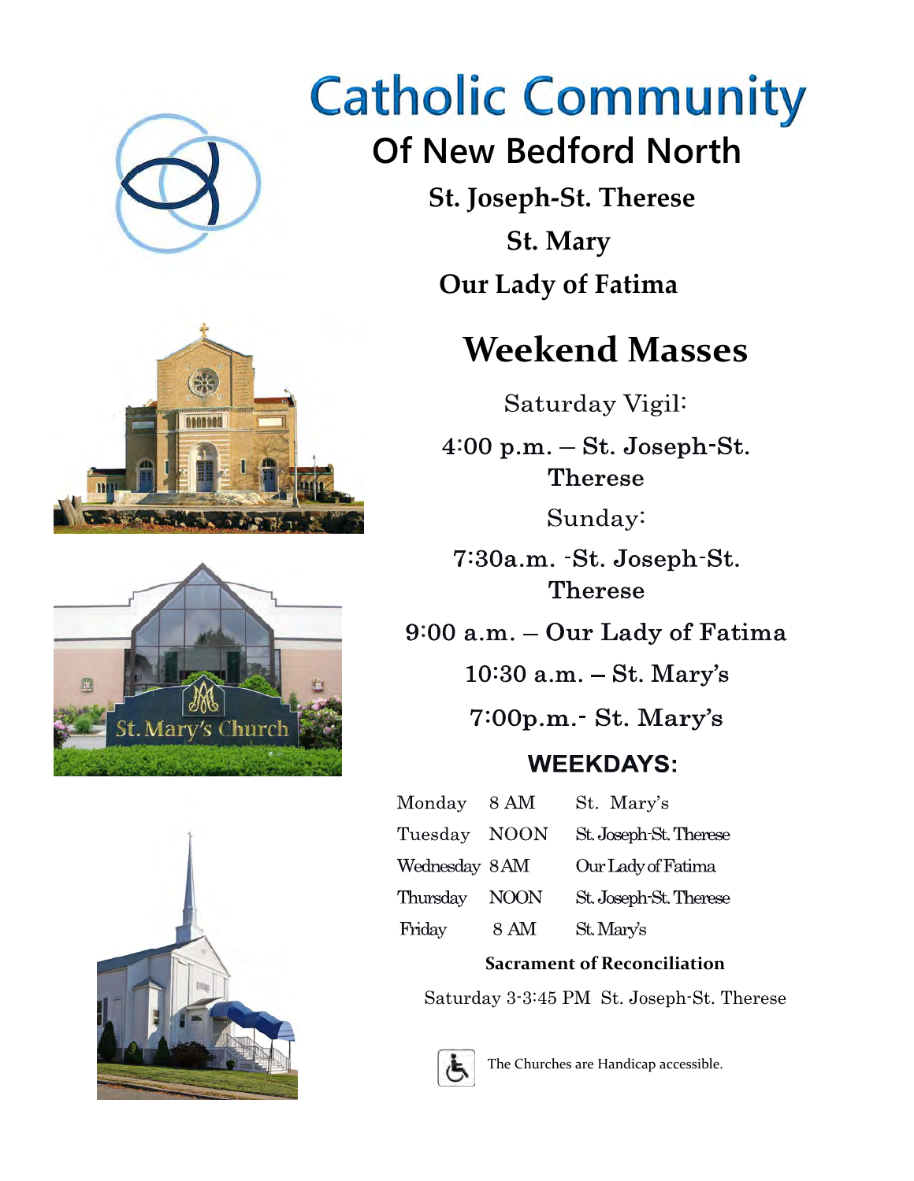# Catholic Community

## Of New Bedford North

**St. Joseph-St. Therese**

**St. Mary**

**Our Lady of Fatima**

St. Mary's Church

## Weekend Masses

Saturday Vigil:

4:00 p.m. – **St. Joseph-St. Therese**

Sunday:

7:30a.m. -**St. Joseph-St. Therese**

9:00 a.m. – **Our Lady of Fatima**

10:30 a.m. – **St. Mary's**

7:00p.m.- **St. Mary's**

### WEEKDAYS:

| | | |
|---|---|---|
| Monday | 8 AM | St. Mary's |
| Tuesday | NOON | St. Joseph-St. Therese |
| Wednesday | 8 AM | Our Lady of Fatima |
| Thursday | NOON | St. Joseph-St. Therese |
| Friday | 8 AM | St. Mary's |

**Sacrament of Reconciliation**

Saturday 3-3:45 PM St. Joseph-St. Therese

The Churches are Handicap accessible.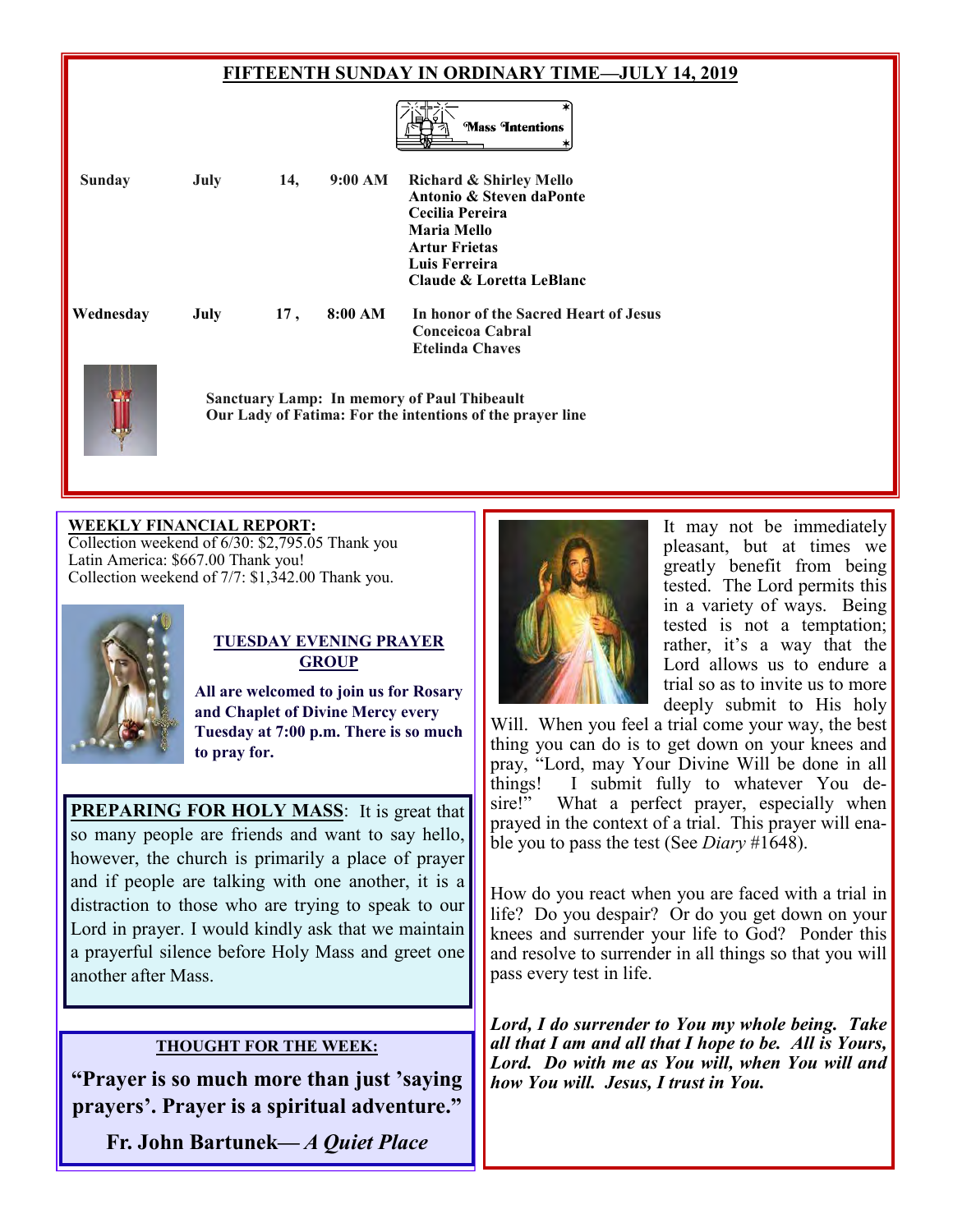## FIFTEENTH SUNDAY IN ORDINARY TIME—JULY 14, 2019

**Mass Intentions**

| | | | | |
|---|---|---|---|---|
| **Sunday** | **July** | **14,** | **9:00 AM** | **Richard & Shirley Mello**<br>**Antonio & Steven daPonte**<br>**Cecilia Pereira**<br>**Maria Mello**<br>**Artur Frietas**<br>**Luis Ferreira**<br>**Claude & Loretta LeBlanc** |
| **Wednesday** | **July** | **17 ,** | **8:00 AM** | **In honor of the Sacred Heart of Jesus**<br>**Conceicoa Cabral**<br>**Etelinda Chaves** |

**Sanctuary Lamp: In memory of Paul Thibeault**
**Our Lady of Fatima: For the intentions of the prayer line**

**WEEKLY FINANCIAL REPORT:**
Collection weekend of 6/30: $2,795.05 Thank you
Latin America: $667.00 Thank you!
Collection weekend of 7/7: $1,342.00 Thank you.

**TUESDAY EVENING PRAYER GROUP**

**All are welcomed to join us for Rosary and Chaplet of Divine Mercy every Tuesday at 7:00 p.m. There is so much to pray for.**

**PREPARING FOR HOLY MASS**: It is great that so many people are friends and want to say hello, however, the church is primarily a place of prayer and if people are talking with one another, it is a distraction to those who are trying to speak to our Lord in prayer. I would kindly ask that we maintain a prayerful silence before Holy Mass and greet one another after Mass.

**THOUGHT FOR THE WEEK:**

**"Prayer is so much more than just 'saying prayers'. Prayer is a spiritual adventure."**

**Fr. John Bartunek—** ***A Quiet Place***

It may not be immediately pleasant, but at times we greatly benefit from being tested. The Lord permits this in a variety of ways. Being tested is not a temptation; rather, it's a way that the Lord allows us to endure a trial so as to invite us to more deeply submit to His holy Will. When you feel a trial come your way, the best thing you can do is to get down on your knees and pray, "Lord, may Your Divine Will be done in all things! I submit fully to whatever You desire!" What a perfect prayer, especially when prayed in the context of a trial. This prayer will enable you to pass the test (See *Diary* #1648).

How do you react when you are faced with a trial in life? Do you despair? Or do you get down on your knees and surrender your life to God? Ponder this and resolve to surrender in all things so that you will pass every test in life.

***Lord, I do surrender to You my whole being. Take all that I am and all that I hope to be. All is Yours, Lord. Do with me as You will, when You will and how You will. Jesus, I trust in You.***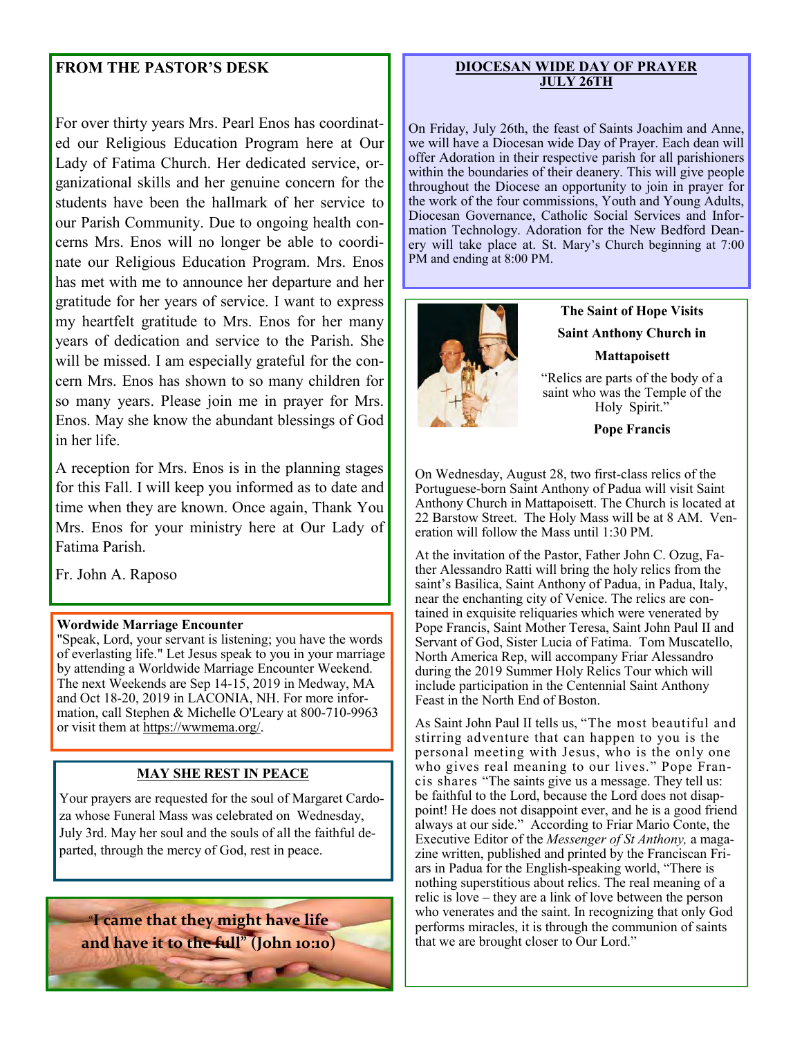## FROM THE PASTOR'S DESK

For over thirty years Mrs. Pearl Enos has coordinated our Religious Education Program here at Our Lady of Fatima Church. Her dedicated service, organizational skills and her genuine concern for the students have been the hallmark of her service to our Parish Community. Due to ongoing health concerns Mrs. Enos will no longer be able to coordinate our Religious Education Program. Mrs. Enos has met with me to announce her departure and her gratitude for her years of service. I want to express my heartfelt gratitude to Mrs. Enos for her many years of dedication and service to the Parish. She will be missed. I am especially grateful for the concern Mrs. Enos has shown to so many children for so many years. Please join me in prayer for Mrs. Enos. May she know the abundant blessings of God in her life.

A reception for Mrs. Enos is in the planning stages for this Fall. I will keep you informed as to date and time when they are known. Once again, Thank You Mrs. Enos for your ministry here at Our Lady of Fatima Parish.

Fr. John A. Raposo

**Wordwide Marriage Encounter**

"Speak, Lord, your servant is listening; you have the words of everlasting life." Let Jesus speak to you in your marriage by attending a Worldwide Marriage Encounter Weekend. The next Weekends are Sep 14-15, 2019 in Medway, MA and Oct 18-20, 2019 in LACONIA, NH. For more information, call Stephen & Michelle O'Leary at 800-710-9963 or visit them at https://wwmema.org/.

## MAY SHE REST IN PEACE

Your prayers are requested for the soul of Margaret Cardoza whose Funeral Mass was celebrated on Wednesday, July 3rd. May her soul and the souls of all the faithful departed, through the mercy of God, rest in peace.

**"I came that they might have life and have it to the full" (John 10:10)**

## DIOCESAN WIDE DAY OF PRAYER JULY 26TH

On Friday, July 26th, the feast of Saints Joachim and Anne, we will have a Diocesan wide Day of Prayer. Each dean will offer Adoration in their respective parish for all parishioners within the boundaries of their deanery. This will give people throughout the Diocese an opportunity to join in prayer for the work of the four commissions, Youth and Young Adults, Diocesan Governance, Catholic Social Services and Information Technology. Adoration for the New Bedford Deanery will take place at. St. Mary's Church beginning at 7:00 PM and ending at 8:00 PM.

## The Saint of Hope Visits Saint Anthony Church in Mattapoisett

"Relics are parts of the body of a saint who was the Temple of the Holy Spirit."

**Pope Francis**

On Wednesday, August 28, two first-class relics of the Portuguese-born Saint Anthony of Padua will visit Saint Anthony Church in Mattapoisett. The Church is located at 22 Barstow Street. The Holy Mass will be at 8 AM. Veneration will follow the Mass until 1:30 PM.

At the invitation of the Pastor, Father John C. Ozug, Father Alessandro Ratti will bring the holy relics from the saint's Basilica, Saint Anthony of Padua, in Padua, Italy, near the enchanting city of Venice. The relics are contained in exquisite reliquaries which were venerated by Pope Francis, Saint Mother Teresa, Saint John Paul II and Servant of God, Sister Lucia of Fatima. Tom Muscatello, North America Rep, will accompany Friar Alessandro during the 2019 Summer Holy Relics Tour which will include participation in the Centennial Saint Anthony Feast in the North End of Boston.

As Saint John Paul II tells us, "The most beautiful and stirring adventure that can happen to you is the personal meeting with Jesus, who is the only one who gives real meaning to our lives." Pope Francis shares "The saints give us a message. They tell us: be faithful to the Lord, because the Lord does not disappoint! He does not disappoint ever, and he is a good friend always at our side." According to Friar Mario Conte, the Executive Editor of the *Messenger of St Anthony,* a magazine written, published and printed by the Franciscan Friars in Padua for the English-speaking world, "There is nothing superstitious about relics. The real meaning of a relic is love – they are a link of love between the person who venerates and the saint. In recognizing that only God performs miracles, it is through the communion of saints that we are brought closer to Our Lord."